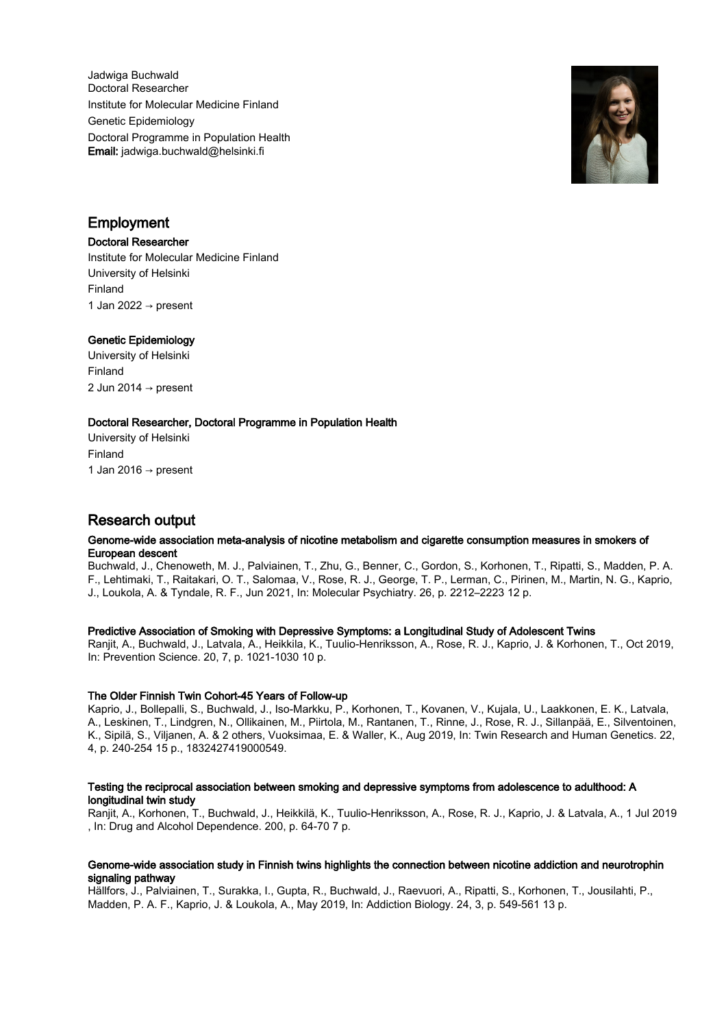Jadwiga Buchwald
Doctoral Researcher
Institute for Molecular Medicine Finland
Genetic Epidemiology
Doctoral Programme in Population Health
**Email:** jadwiga.buchwald@helsinki.fi

## Employment

**Doctoral Researcher**
Institute for Molecular Medicine Finland
University of Helsinki
Finland
1 Jan 2022 → present

**Genetic Epidemiology**
University of Helsinki
Finland
2 Jun 2014 → present

**Doctoral Researcher, Doctoral Programme in Population Health**
University of Helsinki
Finland
1 Jan 2016 → present

## Research output

**Genome-wide association meta-analysis of nicotine metabolism and cigarette consumption measures in smokers of European descent**
Buchwald, J., Chenoweth, M. J., Palviainen, T., Zhu, G., Benner, C., Gordon, S., Korhonen, T., Ripatti, S., Madden, P. A. F., Lehtimaki, T., Raitakari, O. T., Salomaa, V., Rose, R. J., George, T. P., Lerman, C., Pirinen, M., Martin, N. G., Kaprio, J., Loukola, A. & Tyndale, R. F., Jun 2021, In: Molecular Psychiatry. 26, p. 2212–2223 12 p.

**Predictive Association of Smoking with Depressive Symptoms: a Longitudinal Study of Adolescent Twins**
Ranjit, A., Buchwald, J., Latvala, A., Heikkila, K., Tuulio-Henriksson, A., Rose, R. J., Kaprio, J. & Korhonen, T., Oct 2019, In: Prevention Science. 20, 7, p. 1021-1030 10 p.

**The Older Finnish Twin Cohort-45 Years of Follow-up**
Kaprio, J., Bollepalli, S., Buchwald, J., Iso-Markku, P., Korhonen, T., Kovanen, V., Kujala, U., Laakkonen, E. K., Latvala, A., Leskinen, T., Lindgren, N., Ollikainen, M., Piirtola, M., Rantanen, T., Rinne, J., Rose, R. J., Sillanpää, E., Silventoinen, K., Sipilä, S., Viljanen, A. & 2 others, Vuoksimaa, E. & Waller, K., Aug 2019, In: Twin Research and Human Genetics. 22, 4, p. 240-254 15 p., 1832427419000549.

**Testing the reciprocal association between smoking and depressive symptoms from adolescence to adulthood: A longitudinal twin study**
Ranjit, A., Korhonen, T., Buchwald, J., Heikkilä, K., Tuulio-Henriksson, A., Rose, R. J., Kaprio, J. & Latvala, A., 1 Jul 2019 , In: Drug and Alcohol Dependence. 200, p. 64-70 7 p.

**Genome-wide association study in Finnish twins highlights the connection between nicotine addiction and neurotrophin signaling pathway**
Hällfors, J., Palviainen, T., Surakka, I., Gupta, R., Buchwald, J., Raevuori, A., Ripatti, S., Korhonen, T., Jousilahti, P., Madden, P. A. F., Kaprio, J. & Loukola, A., May 2019, In: Addiction Biology. 24, 3, p. 549-561 13 p.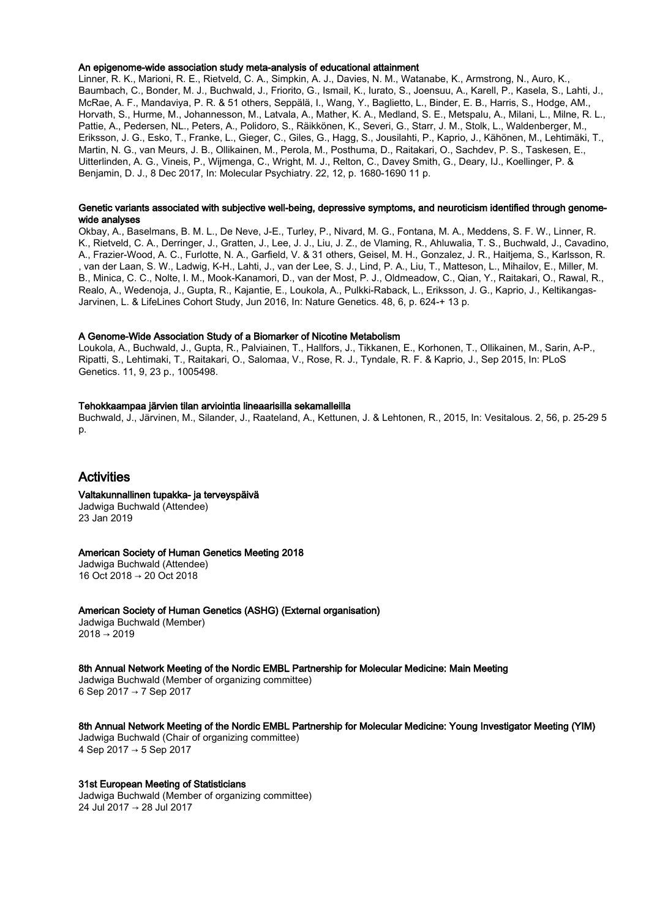**An epigenome-wide association study meta-analysis of educational attainment**

Linner, R. K., Marioni, R. E., Rietveld, C. A., Simpkin, A. J., Davies, N. M., Watanabe, K., Armstrong, N., Auro, K., Baumbach, C., Bonder, M. J., Buchwald, J., Friorito, G., Ismail, K., Iurato, S., Joensuu, A., Karell, P., Kasela, S., Lahti, J., McRae, A. F., Mandaviya, P. R. & 51 others, Seppälä, I., Wang, Y., Baglietto, L., Binder, E. B., Harris, S., Hodge, AM., Horvath, S., Hurme, M., Johannesson, M., Latvala, A., Mather, K. A., Medland, S. E., Metspalu, A., Milani, L., Milne, R. L., Pattie, A., Pedersen, NL., Peters, A., Polidoro, S., Räikkönen, K., Severi, G., Starr, J. M., Stolk, L., Waldenberger, M., Eriksson, J. G., Esko, T., Franke, L., Gieger, C., Giles, G., Hagg, S., Jousilahti, P., Kaprio, J., Kähönen, M., Lehtimäki, T., Martin, N. G., van Meurs, J. B., Ollikainen, M., Perola, M., Posthuma, D., Raitakari, O., Sachdev, P. S., Taskesen, E., Uitterlinden, A. G., Vineis, P., Wijmenga, C., Wright, M. J., Relton, C., Davey Smith, G., Deary, IJ., Koellinger, P. & Benjamin, D. J., 8 Dec 2017, In: Molecular Psychiatry. 22, 12, p. 1680-1690 11 p.

**Genetic variants associated with subjective well-being, depressive symptoms, and neuroticism identified through genome-wide analyses**

Okbay, A., Baselmans, B. M. L., De Neve, J-E., Turley, P., Nivard, M. G., Fontana, M. A., Meddens, S. F. W., Linner, R. K., Rietveld, C. A., Derringer, J., Gratten, J., Lee, J. J., Liu, J. Z., de Vlaming, R., Ahluwalia, T. S., Buchwald, J., Cavadino, A., Frazier-Wood, A. C., Furlotte, N. A., Garfield, V. & 31 others, Geisel, M. H., Gonzalez, J. R., Haitjema, S., Karlsson, R. , van der Laan, S. W., Ladwig, K-H., Lahti, J., van der Lee, S. J., Lind, P. A., Liu, T., Matteson, L., Mihailov, E., Miller, M. B., Minica, C. C., Nolte, I. M., Mook-Kanamori, D., van der Most, P. J., Oldmeadow, C., Qian, Y., Raitakari, O., Rawal, R., Realo, A., Wedenoja, J., Gupta, R., Kajantie, E., Loukola, A., Pulkki-Raback, L., Eriksson, J. G., Kaprio, J., Keltikangas-Jarvinen, L. & LifeLines Cohort Study, Jun 2016, In: Nature Genetics. 48, 6, p. 624-+ 13 p.

**A Genome-Wide Association Study of a Biomarker of Nicotine Metabolism**

Loukola, A., Buchwald, J., Gupta, R., Palviainen, T., Hallfors, J., Tikkanen, E., Korhonen, T., Ollikainen, M., Sarin, A-P., Ripatti, S., Lehtimaki, T., Raitakari, O., Salomaa, V., Rose, R. J., Tyndale, R. F. & Kaprio, J., Sep 2015, In: PLoS Genetics. 11, 9, 23 p., 1005498.

**Tehokkaampaa järvien tilan arviointia lineaarisilla sekamalleilla**

Buchwald, J., Järvinen, M., Silander, J., Raateland, A., Kettunen, J. & Lehtonen, R., 2015, In: Vesitalous. 2, 56, p. 25-29 5 p.

## Activities

**Valtakunnallinen tupakka- ja terveyspäivä**

Jadwiga Buchwald (Attendee)
23 Jan 2019

**American Society of Human Genetics Meeting 2018**

Jadwiga Buchwald (Attendee)
16 Oct 2018 → 20 Oct 2018

**American Society of Human Genetics (ASHG) (External organisation)**

Jadwiga Buchwald (Member)
2018 → 2019

**8th Annual Network Meeting of the Nordic EMBL Partnership for Molecular Medicine: Main Meeting**

Jadwiga Buchwald (Member of organizing committee)
6 Sep 2017 → 7 Sep 2017

**8th Annual Network Meeting of the Nordic EMBL Partnership for Molecular Medicine: Young Investigator Meeting (YIM)**

Jadwiga Buchwald (Chair of organizing committee)
4 Sep 2017 → 5 Sep 2017

**31st European Meeting of Statisticians**

Jadwiga Buchwald (Member of organizing committee)
24 Jul 2017 → 28 Jul 2017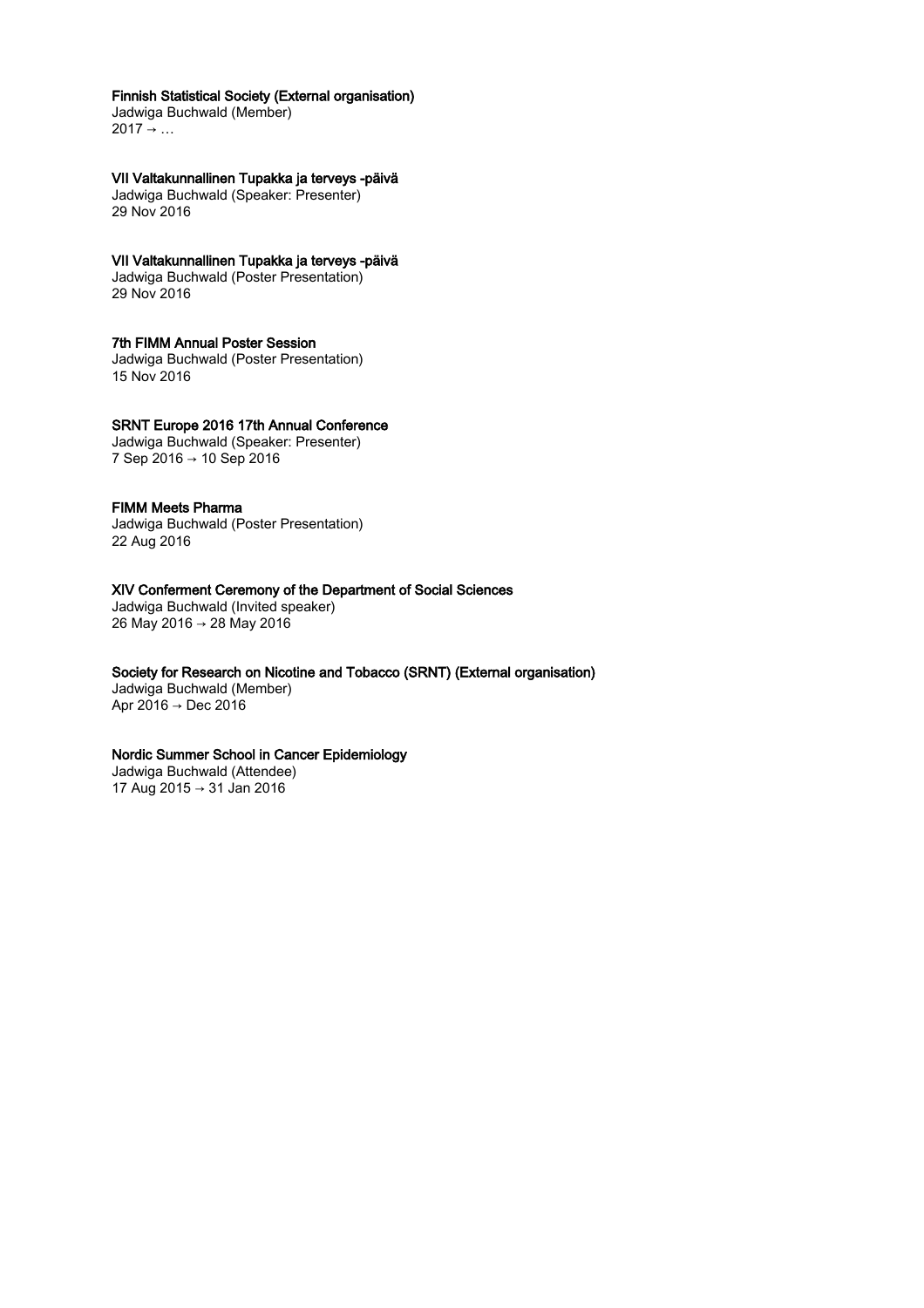**Finnish Statistical Society (External organisation)**
Jadwiga Buchwald (Member)
2017 → …

**VII Valtakunnallinen Tupakka ja terveys -päivä**
Jadwiga Buchwald (Speaker: Presenter)
29 Nov 2016

**VII Valtakunnallinen Tupakka ja terveys -päivä**
Jadwiga Buchwald (Poster Presentation)
29 Nov 2016

**7th FIMM Annual Poster Session**
Jadwiga Buchwald (Poster Presentation)
15 Nov 2016

**SRNT Europe 2016 17th Annual Conference**
Jadwiga Buchwald (Speaker: Presenter)
7 Sep 2016 → 10 Sep 2016

**FIMM Meets Pharma**
Jadwiga Buchwald (Poster Presentation)
22 Aug 2016

**XIV Conferment Ceremony of the Department of Social Sciences**
Jadwiga Buchwald (Invited speaker)
26 May 2016 → 28 May 2016

**Society for Research on Nicotine and Tobacco (SRNT) (External organisation)**
Jadwiga Buchwald (Member)
Apr 2016 → Dec 2016

**Nordic Summer School in Cancer Epidemiology**
Jadwiga Buchwald (Attendee)
17 Aug 2015 → 31 Jan 2016